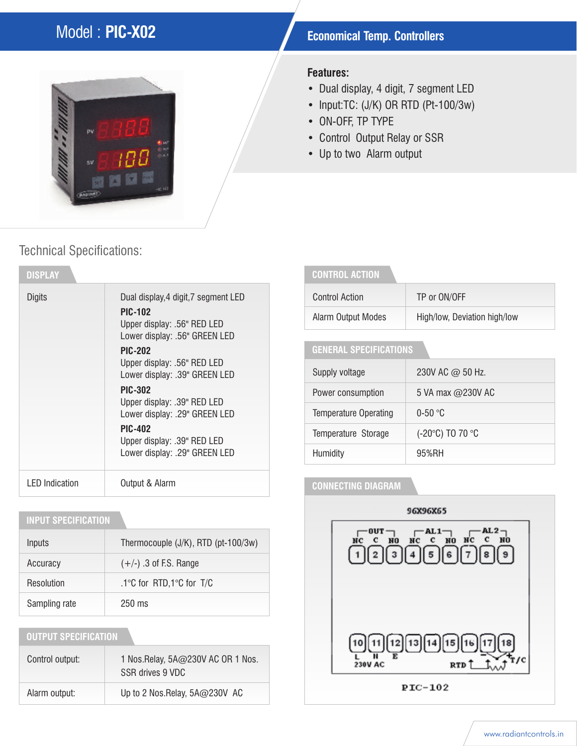# Model : **PIC-X02**

## Economical Temp. Controllers

**Features:**

- Dual display, 4 digit, 7 segment LED
- Input:TC: (J/K) OR RTD (Pt-100/3w)
- ON-OFF, TP TYPE
- Control Output Relay or SSR
- Up to two Alarm output

## Technical Specifications:

### DISPLAY

| | |
|---|---|
| Digits | Dual display,4 digit,7 segment LED<br>**PIC-102**<br>Upper display: .56" RED LED<br>Lower display: .56" GREEN LED<br>**PIC-202**<br>Upper display: .56" RED LED<br>Lower display: .39" GREEN LED<br>**PIC-302**<br>Upper display: .39" RED LED<br>Lower display: .29" GREEN LED<br>**PIC-402**<br>Upper display: .39" RED LED<br>Lower display: .29" GREEN LED |
| LED Indication | Output & Alarm |

### INPUT SPECIFICATION

| | |
|---|---|
| Inputs | Thermocouple (J/K), RTD (pt-100/3w) |
| Accuracy | (+/-) .3 of F.S. Range |
| Resolution | .1°C for RTD,1°C for T/C |
| Sampling rate | 250 ms |

### OUTPUT SPECIFICATION

| | |
|---|---|
| Control output: | 1 Nos.Relay, 5A@230V AC OR 1 Nos. SSR drives 9 VDC |
| Alarm output: | Up to 2 Nos.Relay, 5A@230V AC |

### CONTROL ACTION

| | |
|---|---|
| Control Action | TP or ON/OFF |
| Alarm Output Modes | High/low, Deviation high/low |

### GENERAL SPECIFICATIONS

| | |
|---|---|
| Supply voltage | 230V AC @ 50 Hz. |
| Power consumption | 5 VA max @230V AC |
| Temperature Operating | 0-50 °C |
| Temperature Storage | (-20°C) TO 70 °C |
| Humidity | 95%RH |

### CONNECTING DIAGRAM

96X96X65

OUT: NC C NO (1 2 3) | AL1: NC C NO (4 5 6) | AL2: NC C NO (7 8 9)

10 11 12 13 14 15 16 17 18

L N E — 230V AC | RTD | T/C

PIC-102

www.radiantcontrols.in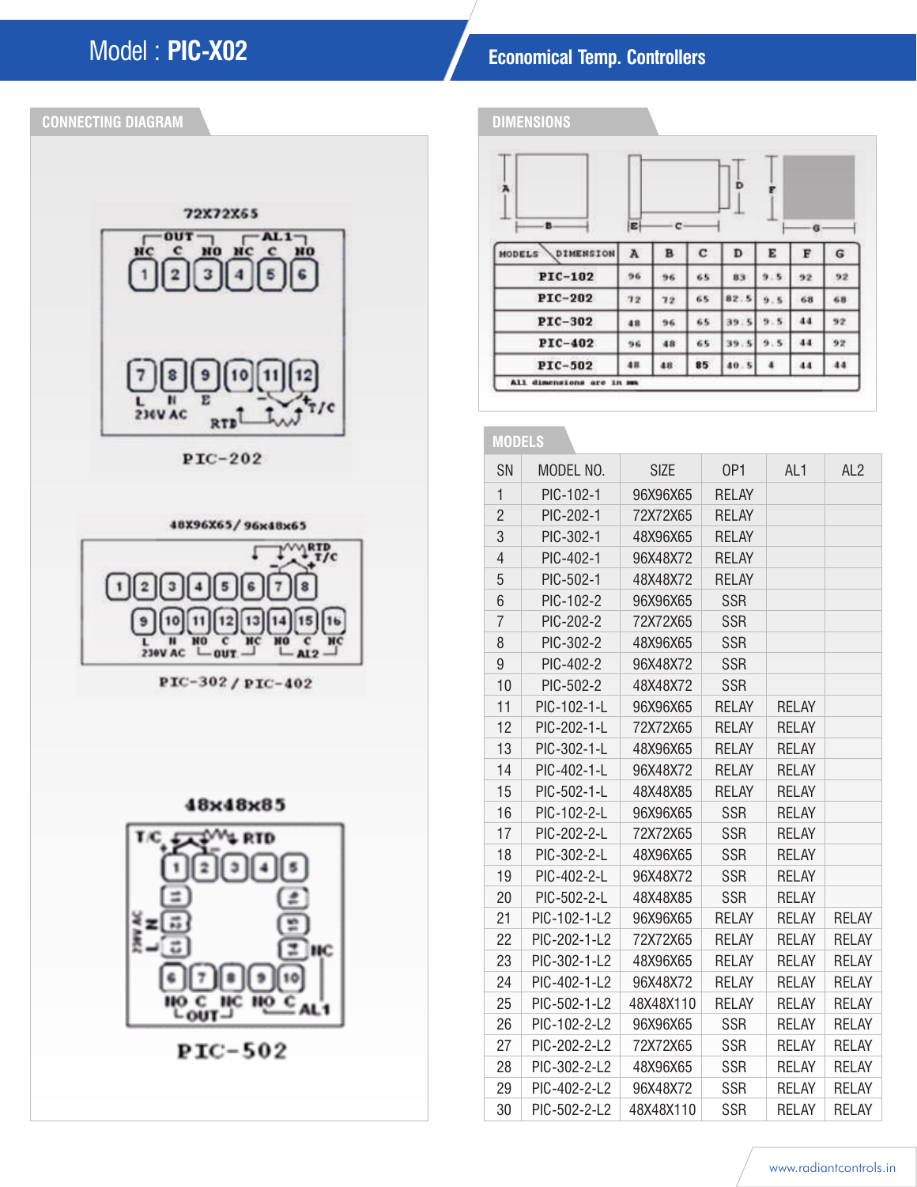# Model : PIC-X02

## Economical Temp. Controllers

## CONNECTING DIAGRAM

72X72X65

OUT: NC C NO — AL1: NC C NO

1 2 3 4 5 6

7 8 9 10 11 12

L N E

230V AC

RTD T/C

PIC-202

48X96X65 / 96x48x65

RTD T/C

1 2 3 4 5 6 7 8

9 10 11 12 13 14 15 16

L N NO C NC NO C NC

230V AC OUT AL2

PIC-302 / PIC-402

48x48x85

T/C RTD

1 2 3 4 5

230V AC N L

NC

6 7 8 9 10

NO C NC NO C

OUT AL1

PIC-502

## DIMENSIONS

| MODELS \ DIMENSION | A | B | C | D | E | F | G |
|---|---|---|---|---|---|---|---|
| PIC-102 | 96 | 96 | 65 | 83 | 9.5 | 92 | 92 |
| PIC-202 | 72 | 72 | 65 | 82.5 | 9.5 | 68 | 68 |
| PIC-302 | 48 | 96 | 65 | 39.5 | 9.5 | 44 | 92 |
| PIC-402 | 96 | 48 | 65 | 39.5 | 9.5 | 44 | 92 |
| PIC-502 | 48 | 48 | 85 | 40.5 | 4 | 44 | 44 |

All dimensions are in mm

## MODELS

| SN | MODEL NO. | SIZE | OP1 | AL1 | AL2 |
|---|---|---|---|---|---|
| 1 | PIC-102-1 | 96X96X65 | RELAY | | |
| 2 | PIC-202-1 | 72X72X65 | RELAY | | |
| 3 | PIC-302-1 | 48X96X65 | RELAY | | |
| 4 | PIC-402-1 | 96X48X72 | RELAY | | |
| 5 | PIC-502-1 | 48X48X72 | RELAY | | |
| 6 | PIC-102-2 | 96X96X65 | SSR | | |
| 7 | PIC-202-2 | 72X72X65 | SSR | | |
| 8 | PIC-302-2 | 48X96X65 | SSR | | |
| 9 | PIC-402-2 | 96X48X72 | SSR | | |
| 10 | PIC-502-2 | 48X48X72 | SSR | | |
| 11 | PIC-102-1-L | 96X96X65 | RELAY | RELAY | |
| 12 | PIC-202-1-L | 72X72X65 | RELAY | RELAY | |
| 13 | PIC-302-1-L | 48X96X65 | RELAY | RELAY | |
| 14 | PIC-402-1-L | 96X48X72 | RELAY | RELAY | |
| 15 | PIC-502-1-L | 48X48X85 | RELAY | RELAY | |
| 16 | PIC-102-2-L | 96X96X65 | SSR | RELAY | |
| 17 | PIC-202-2-L | 72X72X65 | SSR | RELAY | |
| 18 | PIC-302-2-L | 48X96X65 | SSR | RELAY | |
| 19 | PIC-402-2-L | 96X48X72 | SSR | RELAY | |
| 20 | PIC-502-2-L | 48X48X85 | SSR | RELAY | |
| 21 | PIC-102-1-L2 | 96X96X65 | RELAY | RELAY | RELAY |
| 22 | PIC-202-1-L2 | 72X72X65 | RELAY | RELAY | RELAY |
| 23 | PIC-302-1-L2 | 48X96X65 | RELAY | RELAY | RELAY |
| 24 | PIC-402-1-L2 | 96X48X72 | RELAY | RELAY | RELAY |
| 25 | PIC-502-1-L2 | 48X48X110 | RELAY | RELAY | RELAY |
| 26 | PIC-102-2-L2 | 96X96X65 | SSR | RELAY | RELAY |
| 27 | PIC-202-2-L2 | 72X72X65 | SSR | RELAY | RELAY |
| 28 | PIC-302-2-L2 | 48X96X65 | SSR | RELAY | RELAY |
| 29 | PIC-402-2-L2 | 96X48X72 | SSR | RELAY | RELAY |
| 30 | PIC-502-2-L2 | 48X48X110 | SSR | RELAY | RELAY |

www.radiantcontrols.in